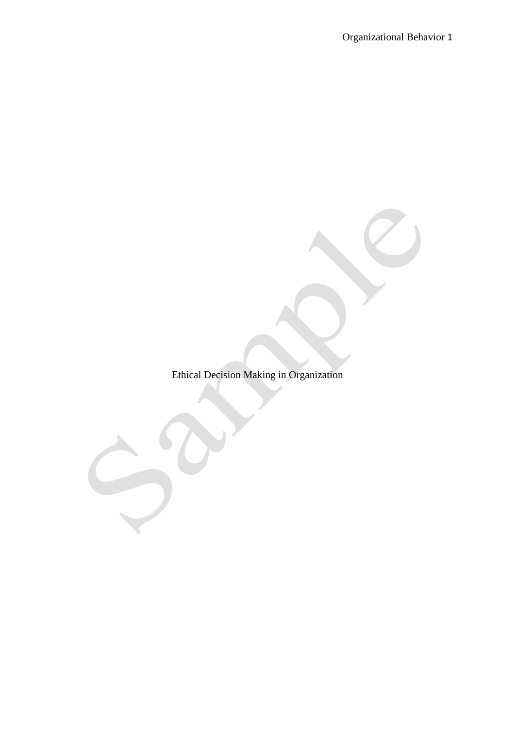Ethical Decision Making in Organization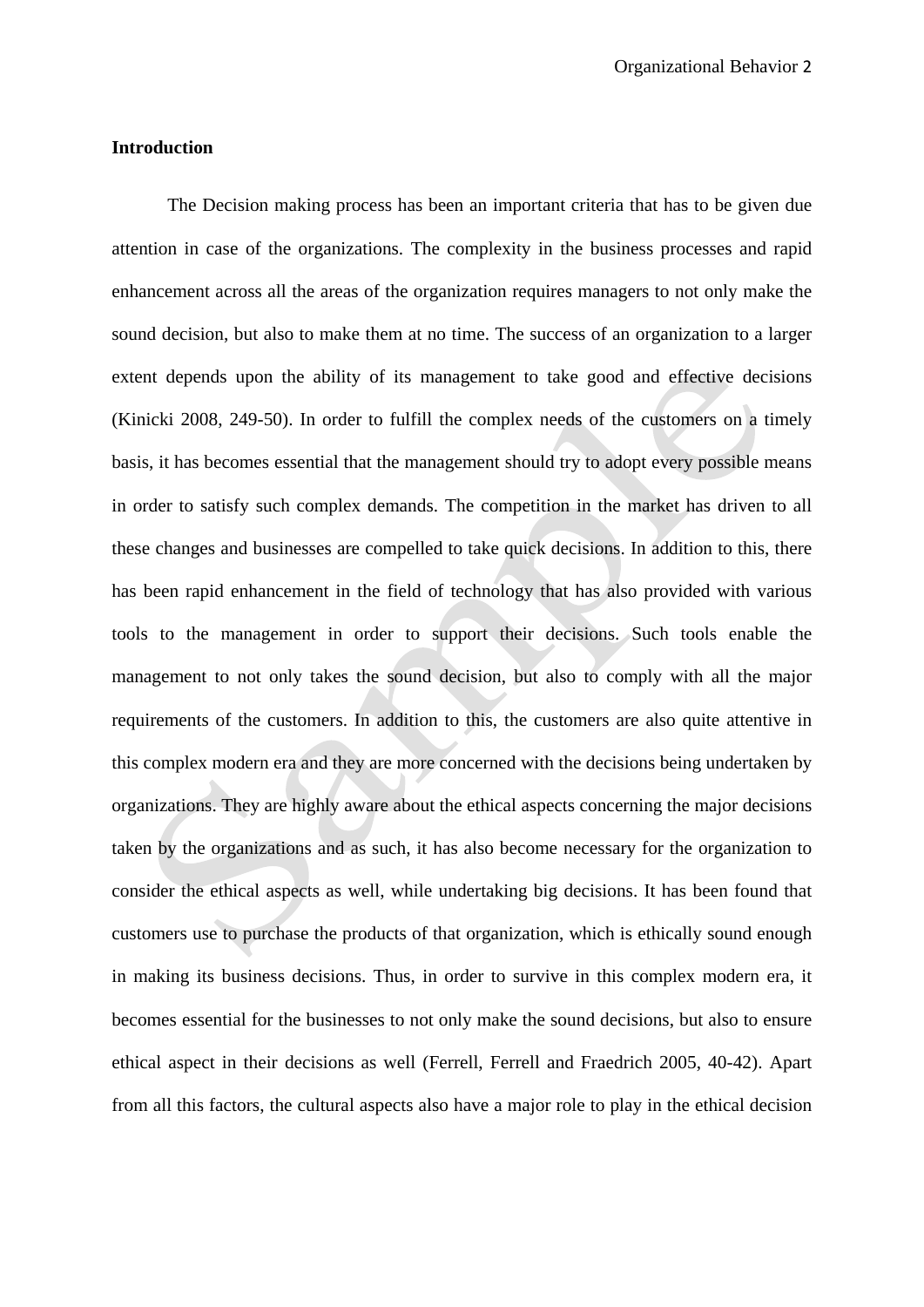**Introduction**

The Decision making process has been an important criteria that has to be given due attention in case of the organizations. The complexity in the business processes and rapid enhancement across all the areas of the organization requires managers to not only make the sound decision, but also to make them at no time. The success of an organization to a larger extent depends upon the ability of its management to take good and effective decisions (Kinicki 2008, 249-50). In order to fulfill the complex needs of the customers on a timely basis, it has becomes essential that the management should try to adopt every possible means in order to satisfy such complex demands. The competition in the market has driven to all these changes and businesses are compelled to take quick decisions. In addition to this, there has been rapid enhancement in the field of technology that has also provided with various tools to the management in order to support their decisions. Such tools enable the management to not only takes the sound decision, but also to comply with all the major requirements of the customers. In addition to this, the customers are also quite attentive in this complex modern era and they are more concerned with the decisions being undertaken by organizations. They are highly aware about the ethical aspects concerning the major decisions taken by the organizations and as such, it has also become necessary for the organization to consider the ethical aspects as well, while undertaking big decisions. It has been found that customers use to purchase the products of that organization, which is ethically sound enough in making its business decisions. Thus, in order to survive in this complex modern era, it becomes essential for the businesses to not only make the sound decisions, but also to ensure ethical aspect in their decisions as well (Ferrell, Ferrell and Fraedrich 2005, 40-42). Apart from all this factors, the cultural aspects also have a major role to play in the ethical decision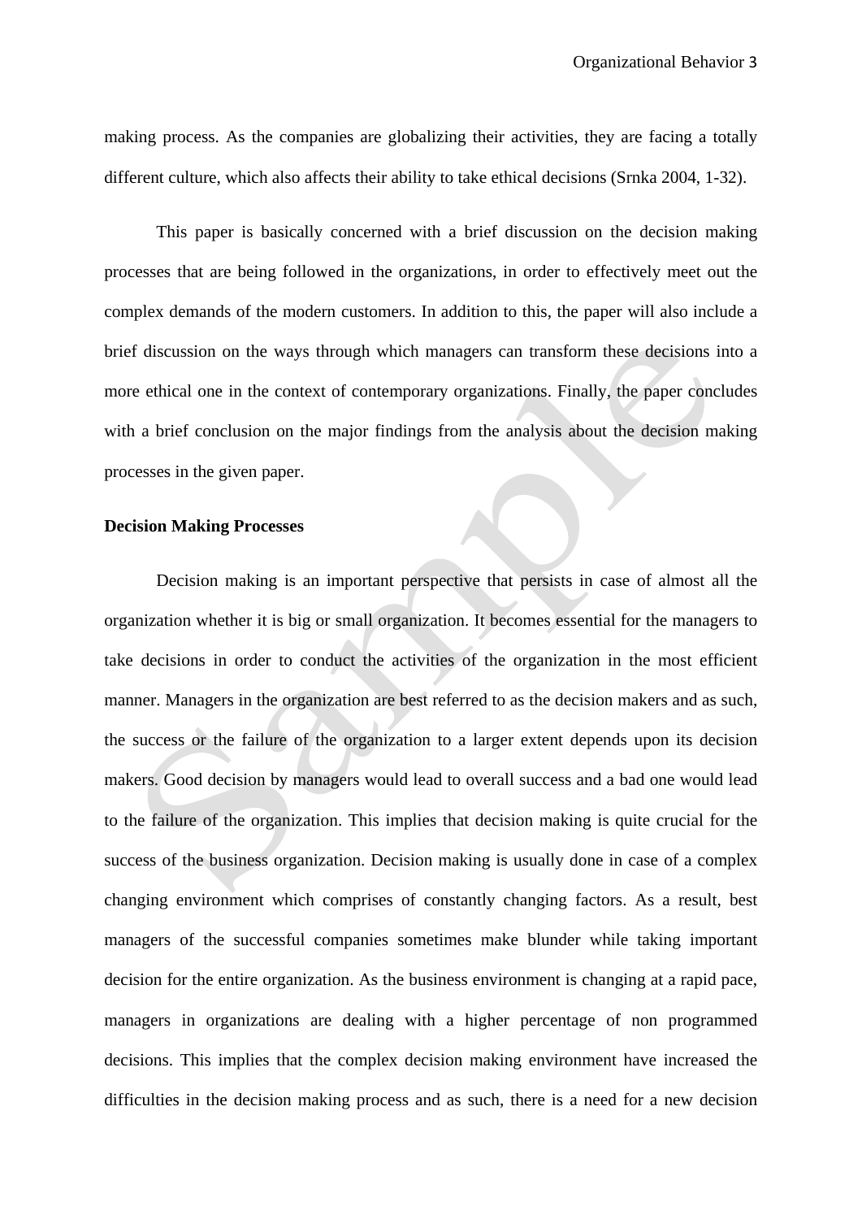making process. As the companies are globalizing their activities, they are facing a totally different culture, which also affects their ability to take ethical decisions (Srnka 2004, 1-32).

This paper is basically concerned with a brief discussion on the decision making processes that are being followed in the organizations, in order to effectively meet out the complex demands of the modern customers. In addition to this, the paper will also include a brief discussion on the ways through which managers can transform these decisions into a more ethical one in the context of contemporary organizations. Finally, the paper concludes with a brief conclusion on the major findings from the analysis about the decision making processes in the given paper.

**Decision Making Processes**

Decision making is an important perspective that persists in case of almost all the organization whether it is big or small organization. It becomes essential for the managers to take decisions in order to conduct the activities of the organization in the most efficient manner. Managers in the organization are best referred to as the decision makers and as such, the success or the failure of the organization to a larger extent depends upon its decision makers. Good decision by managers would lead to overall success and a bad one would lead to the failure of the organization. This implies that decision making is quite crucial for the success of the business organization. Decision making is usually done in case of a complex changing environment which comprises of constantly changing factors. As a result, best managers of the successful companies sometimes make blunder while taking important decision for the entire organization. As the business environment is changing at a rapid pace, managers in organizations are dealing with a higher percentage of non programmed decisions. This implies that the complex decision making environment have increased the difficulties in the decision making process and as such, there is a need for a new decision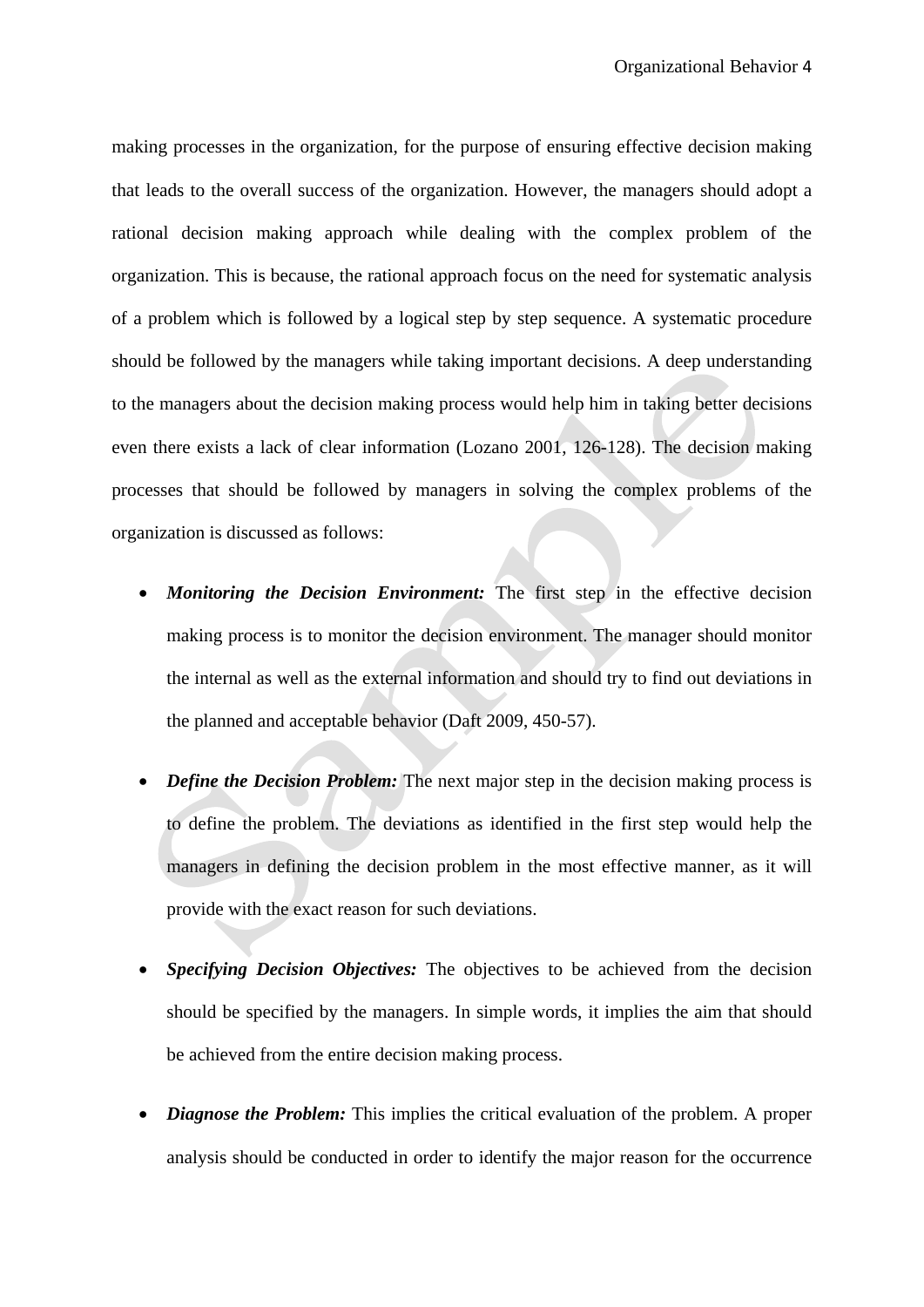making processes in the organization, for the purpose of ensuring effective decision making that leads to the overall success of the organization. However, the managers should adopt a rational decision making approach while dealing with the complex problem of the organization. This is because, the rational approach focus on the need for systematic analysis of a problem which is followed by a logical step by step sequence. A systematic procedure should be followed by the managers while taking important decisions. A deep understanding to the managers about the decision making process would help him in taking better decisions even there exists a lack of clear information (Lozano 2001, 126-128). The decision making processes that should be followed by managers in solving the complex problems of the organization is discussed as follows:

- ***Monitoring the Decision Environment:*** The first step in the effective decision making process is to monitor the decision environment. The manager should monitor the internal as well as the external information and should try to find out deviations in the planned and acceptable behavior (Daft 2009, 450-57).

- ***Define the Decision Problem:*** The next major step in the decision making process is to define the problem. The deviations as identified in the first step would help the managers in defining the decision problem in the most effective manner, as it will provide with the exact reason for such deviations.

- ***Specifying Decision Objectives:*** The objectives to be achieved from the decision should be specified by the managers. In simple words, it implies the aim that should be achieved from the entire decision making process.

- ***Diagnose the Problem:*** This implies the critical evaluation of the problem. A proper analysis should be conducted in order to identify the major reason for the occurrence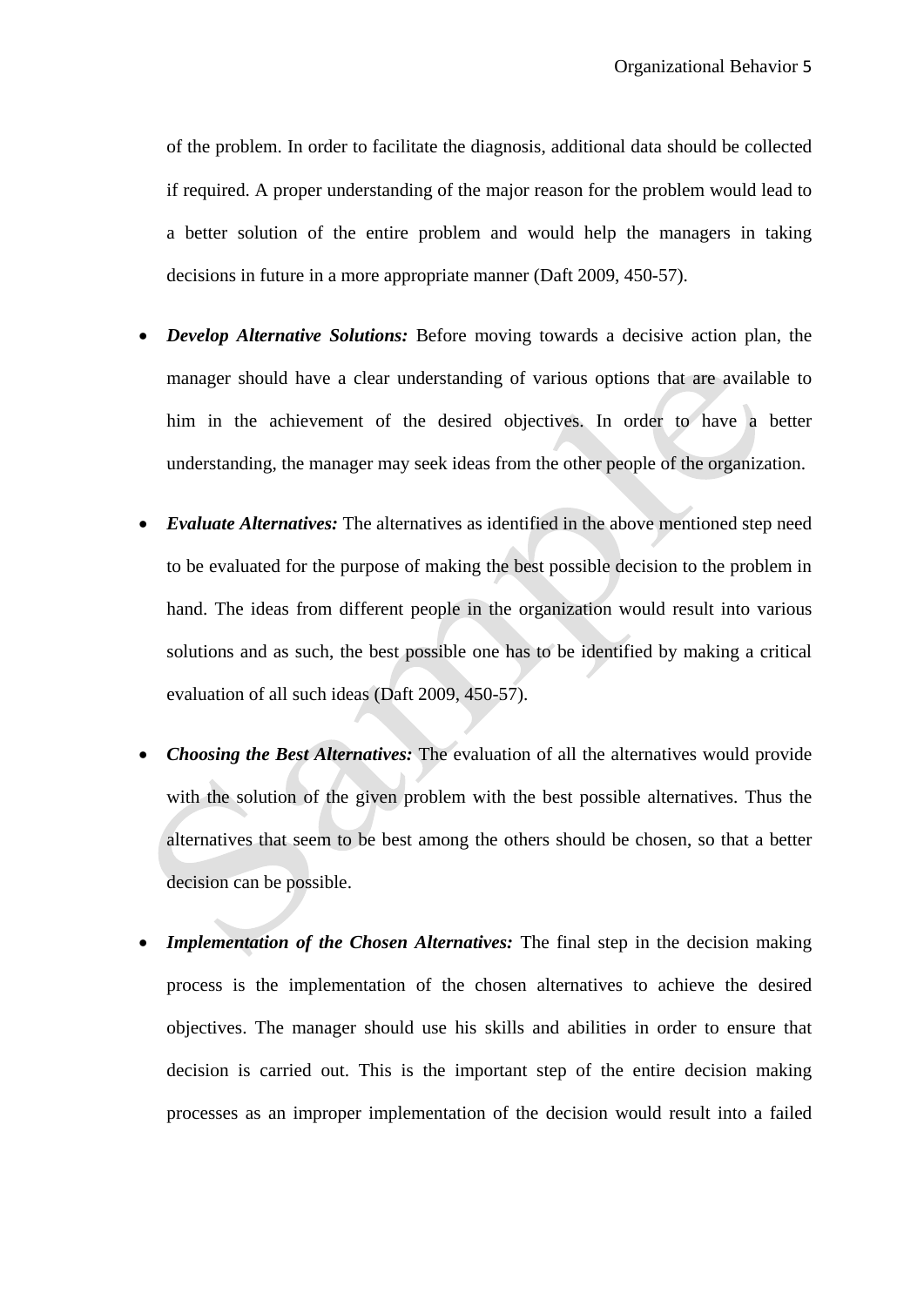of the problem. In order to facilitate the diagnosis, additional data should be collected if required. A proper understanding of the major reason for the problem would lead to a better solution of the entire problem and would help the managers in taking decisions in future in a more appropriate manner (Daft 2009, 450-57).

- ***Develop Alternative Solutions:*** Before moving towards a decisive action plan, the manager should have a clear understanding of various options that are available to him in the achievement of the desired objectives. In order to have a better understanding, the manager may seek ideas from the other people of the organization.

- ***Evaluate Alternatives:*** The alternatives as identified in the above mentioned step need to be evaluated for the purpose of making the best possible decision to the problem in hand. The ideas from different people in the organization would result into various solutions and as such, the best possible one has to be identified by making a critical evaluation of all such ideas (Daft 2009, 450-57).

- ***Choosing the Best Alternatives:*** The evaluation of all the alternatives would provide with the solution of the given problem with the best possible alternatives. Thus the alternatives that seem to be best among the others should be chosen, so that a better decision can be possible.

- ***Implementation of the Chosen Alternatives:*** The final step in the decision making process is the implementation of the chosen alternatives to achieve the desired objectives. The manager should use his skills and abilities in order to ensure that decision is carried out. This is the important step of the entire decision making processes as an improper implementation of the decision would result into a failed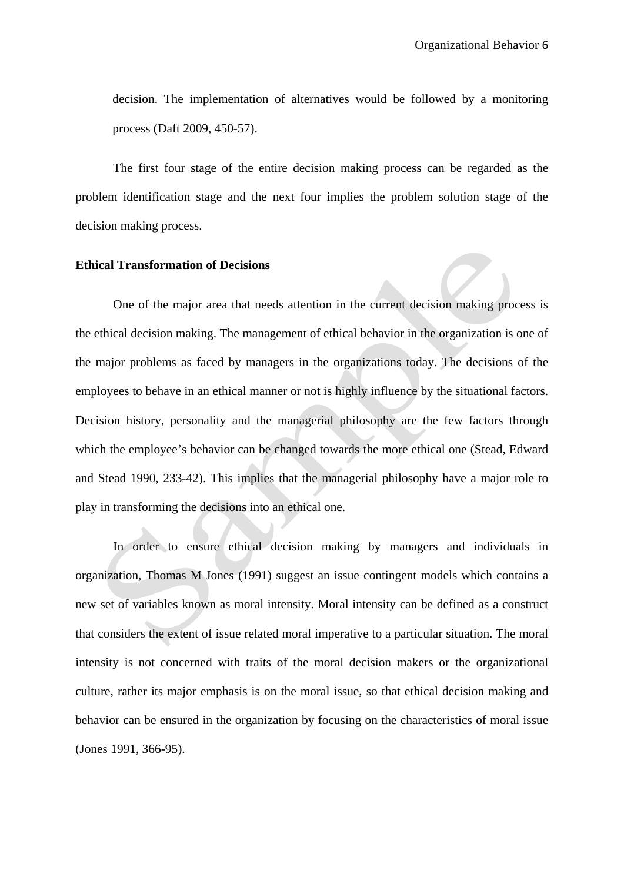decision. The implementation of alternatives would be followed by a monitoring process (Daft 2009, 450-57).

The first four stage of the entire decision making process can be regarded as the problem identification stage and the next four implies the problem solution stage of the decision making process.

**Ethical Transformation of Decisions**

One of the major area that needs attention in the current decision making process is the ethical decision making. The management of ethical behavior in the organization is one of the major problems as faced by managers in the organizations today. The decisions of the employees to behave in an ethical manner or not is highly influence by the situational factors. Decision history, personality and the managerial philosophy are the few factors through which the employee's behavior can be changed towards the more ethical one (Stead, Edward and Stead 1990, 233-42). This implies that the managerial philosophy have a major role to play in transforming the decisions into an ethical one.

In order to ensure ethical decision making by managers and individuals in organization, Thomas M Jones (1991) suggest an issue contingent models which contains a new set of variables known as moral intensity. Moral intensity can be defined as a construct that considers the extent of issue related moral imperative to a particular situation. The moral intensity is not concerned with traits of the moral decision makers or the organizational culture, rather its major emphasis is on the moral issue, so that ethical decision making and behavior can be ensured in the organization by focusing on the characteristics of moral issue (Jones 1991, 366-95).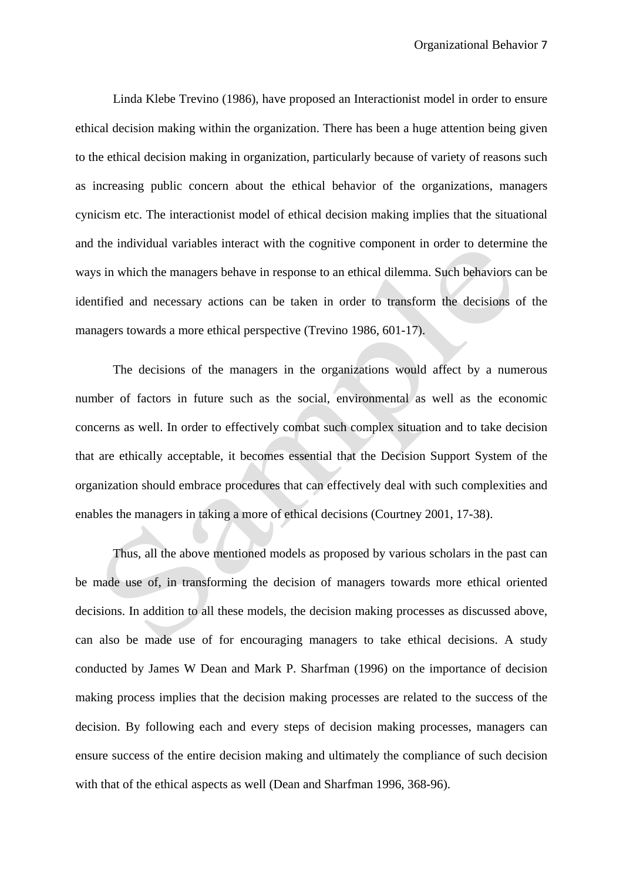Linda Klebe Trevino (1986), have proposed an Interactionist model in order to ensure ethical decision making within the organization. There has been a huge attention being given to the ethical decision making in organization, particularly because of variety of reasons such as increasing public concern about the ethical behavior of the organizations, managers cynicism etc. The interactionist model of ethical decision making implies that the situational and the individual variables interact with the cognitive component in order to determine the ways in which the managers behave in response to an ethical dilemma. Such behaviors can be identified and necessary actions can be taken in order to transform the decisions of the managers towards a more ethical perspective (Trevino 1986, 601-17).

The decisions of the managers in the organizations would affect by a numerous number of factors in future such as the social, environmental as well as the economic concerns as well. In order to effectively combat such complex situation and to take decision that are ethically acceptable, it becomes essential that the Decision Support System of the organization should embrace procedures that can effectively deal with such complexities and enables the managers in taking a more of ethical decisions (Courtney 2001, 17-38).

Thus, all the above mentioned models as proposed by various scholars in the past can be made use of, in transforming the decision of managers towards more ethical oriented decisions. In addition to all these models, the decision making processes as discussed above, can also be made use of for encouraging managers to take ethical decisions. A study conducted by James W Dean and Mark P. Sharfman (1996) on the importance of decision making process implies that the decision making processes are related to the success of the decision. By following each and every steps of decision making processes, managers can ensure success of the entire decision making and ultimately the compliance of such decision with that of the ethical aspects as well (Dean and Sharfman 1996, 368-96).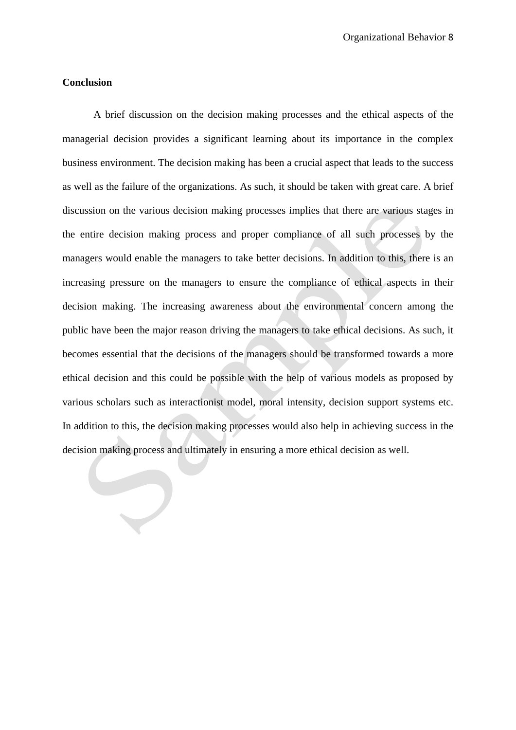**Conclusion**

A brief discussion on the decision making processes and the ethical aspects of the managerial decision provides a significant learning about its importance in the complex business environment. The decision making has been a crucial aspect that leads to the success as well as the failure of the organizations. As such, it should be taken with great care. A brief discussion on the various decision making processes implies that there are various stages in the entire decision making process and proper compliance of all such processes by the managers would enable the managers to take better decisions. In addition to this, there is an increasing pressure on the managers to ensure the compliance of ethical aspects in their decision making. The increasing awareness about the environmental concern among the public have been the major reason driving the managers to take ethical decisions. As such, it becomes essential that the decisions of the managers should be transformed towards a more ethical decision and this could be possible with the help of various models as proposed by various scholars such as interactionist model, moral intensity, decision support systems etc. In addition to this, the decision making processes would also help in achieving success in the decision making process and ultimately in ensuring a more ethical decision as well.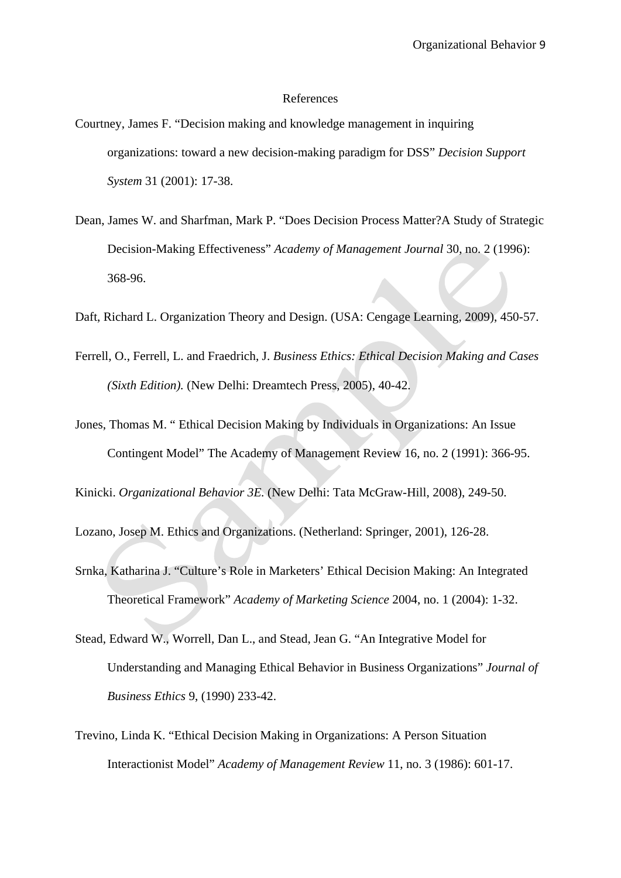References

Courtney, James F. “Decision making and knowledge management in inquiring organizations: toward a new decision-making paradigm for DSS” *Decision Support System* 31 (2001): 17-38.

Dean, James W. and Sharfman, Mark P. “Does Decision Process Matter?A Study of Strategic Decision-Making Effectiveness” *Academy of Management Journal* 30, no. 2 (1996): 368-96.

Daft, Richard L. Organization Theory and Design. (USA: Cengage Learning, 2009), 450-57.

Ferrell, O., Ferrell, L. and Fraedrich, J. *Business Ethics: Ethical Decision Making and Cases (Sixth Edition).* (New Delhi: Dreamtech Press, 2005), 40-42.

Jones, Thomas M. “ Ethical Decision Making by Individuals in Organizations: An Issue Contingent Model” The Academy of Management Review 16, no. 2 (1991): 366-95.

Kinicki. *Organizational Behavior 3E.* (New Delhi: Tata McGraw-Hill, 2008), 249-50.

Lozano, Josep M. Ethics and Organizations. (Netherland: Springer, 2001), 126-28.

Srnka, Katharina J. “Culture’s Role in Marketers’ Ethical Decision Making: An Integrated Theoretical Framework” *Academy of Marketing Science* 2004, no. 1 (2004): 1-32.

Stead, Edward W., Worrell, Dan L., and Stead, Jean G. “An Integrative Model for Understanding and Managing Ethical Behavior in Business Organizations” *Journal of Business Ethics* 9, (1990) 233-42.

Trevino, Linda K. “Ethical Decision Making in Organizations: A Person Situation Interactionist Model” *Academy of Management Review* 11, no. 3 (1986): 601-17.